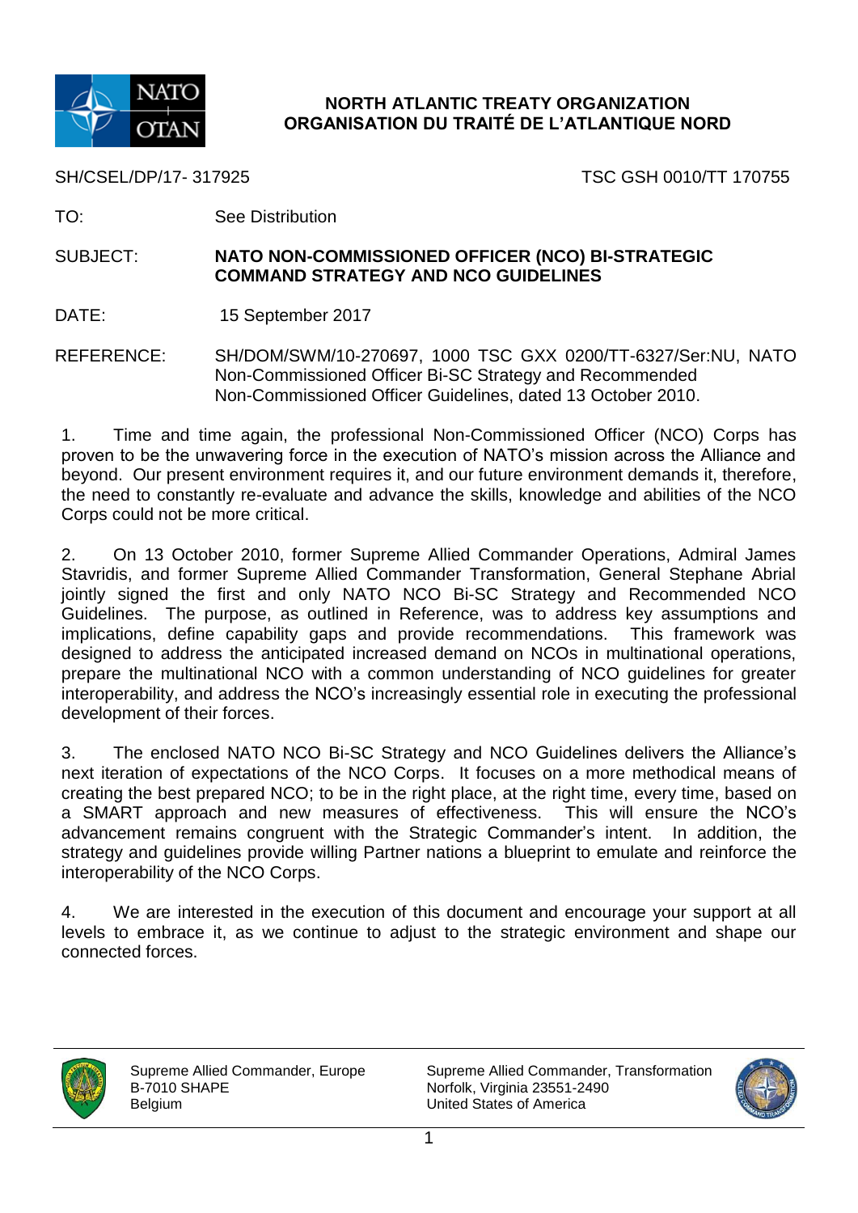**NORTH ATLANTIC TREATY ORGANIZATION**
**ORGANISATION DU TRAITÉ DE L'ATLANTIQUE NORD**

SH/CSEL/DP/17- 317925 TSC GSH 0010/TT 170755

TO: See Distribution

SUBJECT: **NATO NON-COMMISSIONED OFFICER (NCO) BI-STRATEGIC COMMAND STRATEGY AND NCO GUIDELINES**

DATE: 15 September 2017

REFERENCE: SH/DOM/SWM/10-270697, 1000 TSC GXX 0200/TT-6327/Ser:NU, NATO Non-Commissioned Officer Bi-SC Strategy and Recommended Non-Commissioned Officer Guidelines, dated 13 October 2010.

1. Time and time again, the professional Non-Commissioned Officer (NCO) Corps has proven to be the unwavering force in the execution of NATO's mission across the Alliance and beyond. Our present environment requires it, and our future environment demands it, therefore, the need to constantly re-evaluate and advance the skills, knowledge and abilities of the NCO Corps could not be more critical.

2. On 13 October 2010, former Supreme Allied Commander Operations, Admiral James Stavridis, and former Supreme Allied Commander Transformation, General Stephane Abrial jointly signed the first and only NATO NCO Bi-SC Strategy and Recommended NCO Guidelines. The purpose, as outlined in Reference, was to address key assumptions and implications, define capability gaps and provide recommendations. This framework was designed to address the anticipated increased demand on NCOs in multinational operations, prepare the multinational NCO with a common understanding of NCO guidelines for greater interoperability, and address the NCO's increasingly essential role in executing the professional development of their forces.

3. The enclosed NATO NCO Bi-SC Strategy and NCO Guidelines delivers the Alliance's next iteration of expectations of the NCO Corps. It focuses on a more methodical means of creating the best prepared NCO; to be in the right place, at the right time, every time, based on a SMART approach and new measures of effectiveness. This will ensure the NCO's advancement remains congruent with the Strategic Commander's intent. In addition, the strategy and guidelines provide willing Partner nations a blueprint to emulate and reinforce the interoperability of the NCO Corps.

4. We are interested in the execution of this document and encourage your support at all levels to embrace it, as we continue to adjust to the strategic environment and shape our connected forces.

Supreme Allied Commander, Europe
B-7010 SHAPE
Belgium

Supreme Allied Commander, Transformation
Norfolk, Virginia 23551-2490
United States of America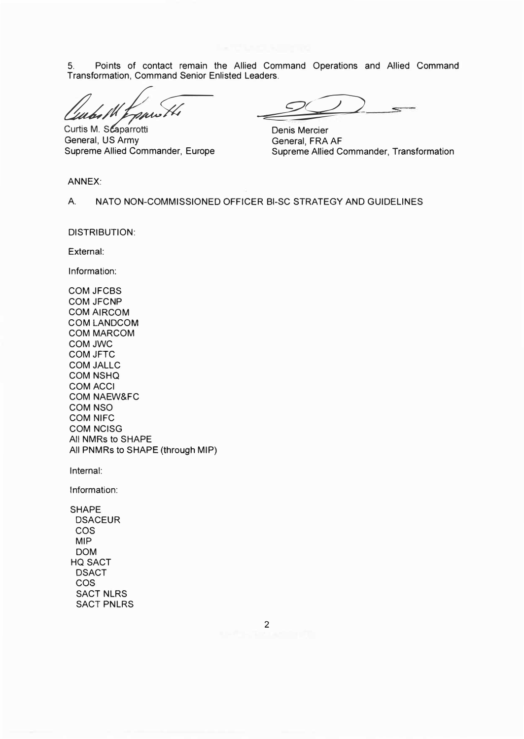5. Points of contact remain the Allied Command Operations and Allied Command Transformation, Command Senior Enlisted Leaders.

Curtis M. Scaparrotti
General, US Army
Supreme Allied Commander, Europe

Denis Mercier
General, FRA AF
Supreme Allied Commander, Transformation

ANNEX:

A. NATO NON-COMMISSIONED OFFICER BI-SC STRATEGY AND GUIDELINES

DISTRIBUTION:

External:

Information:

COM JFCBS
COM JFCNP
COM AIRCOM
COM LANDCOM
COM MARCOM
COM JWC
COM JFTC
COM JALLC
COM NSHQ
COM ACCI
COM NAEW&FC
COM NSO
COM NIFC
COM NCISG
All NMRs to SHAPE
All PNMRs to SHAPE (through MIP)

Internal:

Information:

SHAPE
- DSACEUR
- COS
- MIP
- DOM

HQ SACT
- DSACT
- COS
- SACT NLRS
- SACT PNLRS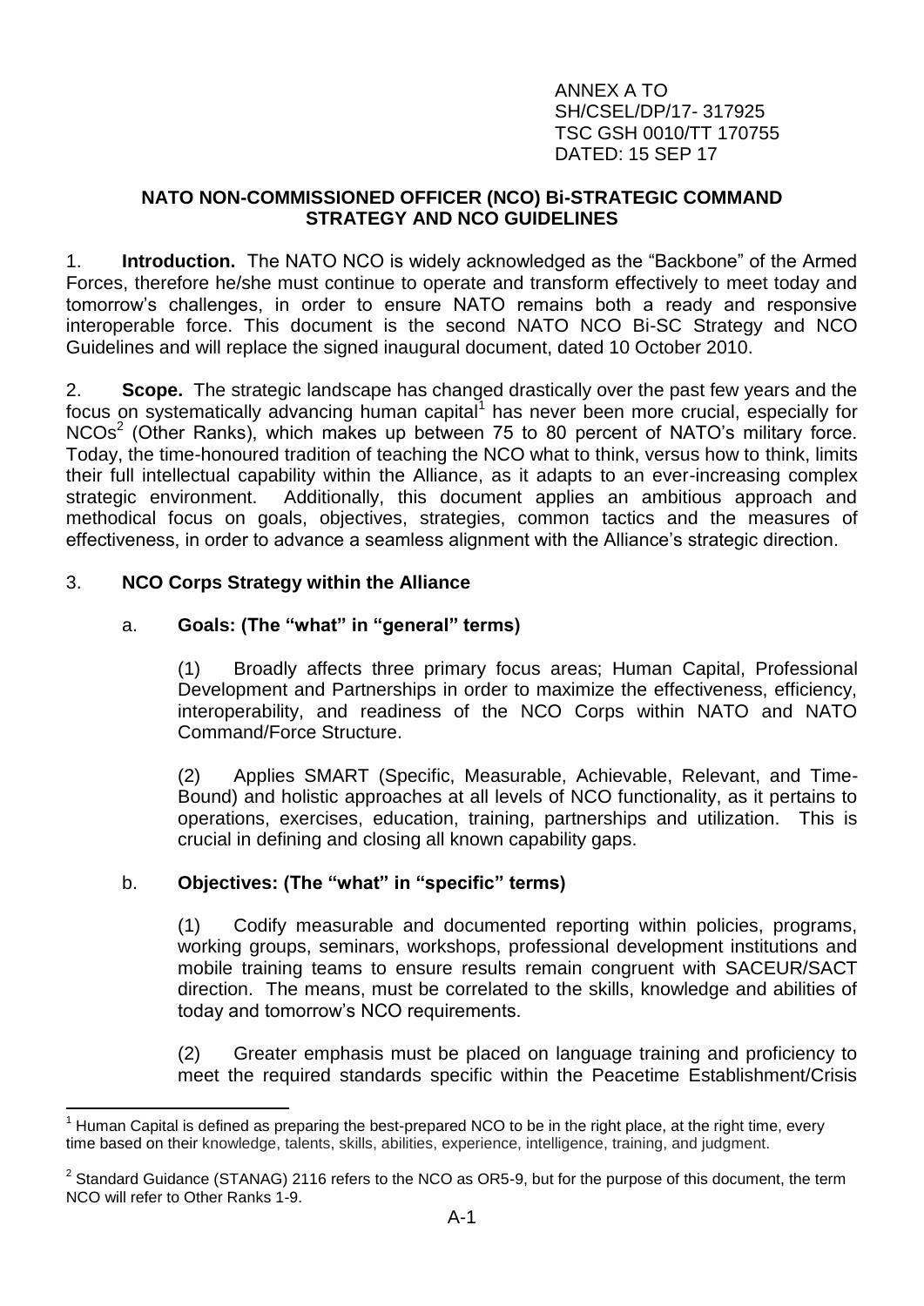ANNEX A TO
SH/CSEL/DP/17- 317925
TSC GSH 0010/TT 170755
DATED: 15 SEP 17

**NATO NON-COMMISSIONED OFFICER (NCO) Bi-STRATEGIC COMMAND STRATEGY AND NCO GUIDELINES**

1. **Introduction.** The NATO NCO is widely acknowledged as the "Backbone" of the Armed Forces, therefore he/she must continue to operate and transform effectively to meet today and tomorrow's challenges, in order to ensure NATO remains both a ready and responsive interoperable force. This document is the second NATO NCO Bi-SC Strategy and NCO Guidelines and will replace the signed inaugural document, dated 10 October 2010.

2. **Scope.** The strategic landscape has changed drastically over the past few years and the focus on systematically advancing human capital[1] has never been more crucial, especially for NCOs[2] (Other Ranks), which makes up between 75 to 80 percent of NATO's military force. Today, the time-honoured tradition of teaching the NCO what to think, versus how to think, limits their full intellectual capability within the Alliance, as it adapts to an ever-increasing complex strategic environment. Additionally, this document applies an ambitious approach and methodical focus on goals, objectives, strategies, common tactics and the measures of effectiveness, in order to advance a seamless alignment with the Alliance's strategic direction.

3. **NCO Corps Strategy within the Alliance**

a. **Goals: (The "what" in "general" terms)**

(1) Broadly affects three primary focus areas; Human Capital, Professional Development and Partnerships in order to maximize the effectiveness, efficiency, interoperability, and readiness of the NCO Corps within NATO and NATO Command/Force Structure.

(2) Applies SMART (Specific, Measurable, Achievable, Relevant, and Time-Bound) and holistic approaches at all levels of NCO functionality, as it pertains to operations, exercises, education, training, partnerships and utilization. This is crucial in defining and closing all known capability gaps.

b. **Objectives: (The "what" in "specific" terms)**

(1) Codify measurable and documented reporting within policies, programs, working groups, seminars, workshops, professional development institutions and mobile training teams to ensure results remain congruent with SACEUR/SACT direction. The means, must be correlated to the skills, knowledge and abilities of today and tomorrow's NCO requirements.

(2) Greater emphasis must be placed on language training and proficiency to meet the required standards specific within the Peacetime Establishment/Crisis

---

[1] Human Capital is defined as preparing the best-prepared NCO to be in the right place, at the right time, every time based on their knowledge, talents, skills, abilities, experience, intelligence, training, and judgment.

[2] Standard Guidance (STANAG) 2116 refers to the NCO as OR5-9, but for the purpose of this document, the term NCO will refer to Other Ranks 1-9.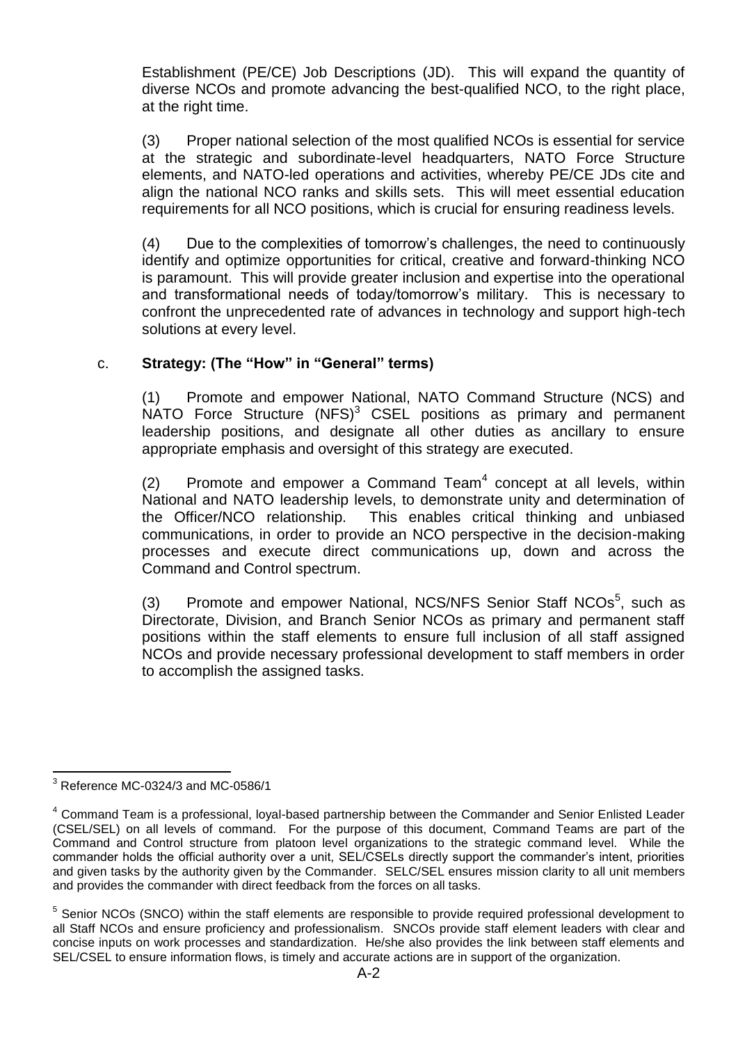Establishment (PE/CE) Job Descriptions (JD). This will expand the quantity of diverse NCOs and promote advancing the best-qualified NCO, to the right place, at the right time.

(3) Proper national selection of the most qualified NCOs is essential for service at the strategic and subordinate-level headquarters, NATO Force Structure elements, and NATO-led operations and activities, whereby PE/CE JDs cite and align the national NCO ranks and skills sets. This will meet essential education requirements for all NCO positions, which is crucial for ensuring readiness levels.

(4) Due to the complexities of tomorrow's challenges, the need to continuously identify and optimize opportunities for critical, creative and forward-thinking NCO is paramount. This will provide greater inclusion and expertise into the operational and transformational needs of today/tomorrow's military. This is necessary to confront the unprecedented rate of advances in technology and support high-tech solutions at every level.

c. **Strategy: (The "How" in "General" terms)**

(1) Promote and empower National, NATO Command Structure (NCS) and NATO Force Structure (NFS)[3] CSEL positions as primary and permanent leadership positions, and designate all other duties as ancillary to ensure appropriate emphasis and oversight of this strategy are executed.

(2) Promote and empower a Command Team[4] concept at all levels, within National and NATO leadership levels, to demonstrate unity and determination of the Officer/NCO relationship. This enables critical thinking and unbiased communications, in order to provide an NCO perspective in the decision-making processes and execute direct communications up, down and across the Command and Control spectrum.

(3) Promote and empower National, NCS/NFS Senior Staff NCOs[5], such as Directorate, Division, and Branch Senior NCOs as primary and permanent staff positions within the staff elements to ensure full inclusion of all staff assigned NCOs and provide necessary professional development to staff members in order to accomplish the assigned tasks.

---

[3] Reference MC-0324/3 and MC-0586/1

[4] Command Team is a professional, loyal-based partnership between the Commander and Senior Enlisted Leader (CSEL/SEL) on all levels of command. For the purpose of this document, Command Teams are part of the Command and Control structure from platoon level organizations to the strategic command level. While the commander holds the official authority over a unit, SEL/CSELs directly support the commander's intent, priorities and given tasks by the authority given by the Commander. SELC/SEL ensures mission clarity to all unit members and provides the commander with direct feedback from the forces on all tasks.

[5] Senior NCOs (SNCO) within the staff elements are responsible to provide required professional development to all Staff NCOs and ensure proficiency and professionalism. SNCOs provide staff element leaders with clear and concise inputs on work processes and standardization. He/she also provides the link between staff elements and SEL/CSEL to ensure information flows, is timely and accurate actions are in support of the organization.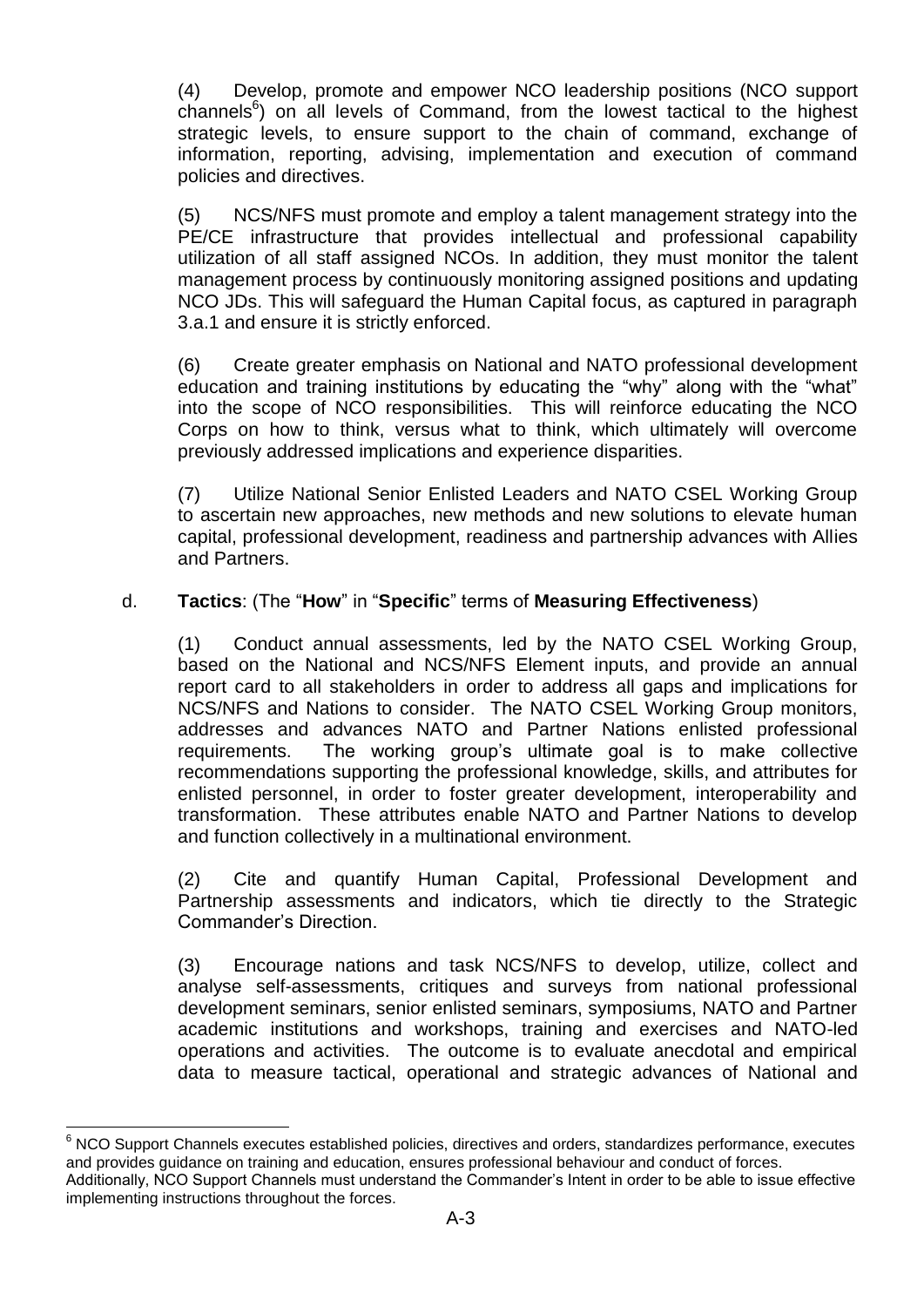(4) Develop, promote and empower NCO leadership positions (NCO support channels[6]) on all levels of Command, from the lowest tactical to the highest strategic levels, to ensure support to the chain of command, exchange of information, reporting, advising, implementation and execution of command policies and directives.

(5) NCS/NFS must promote and employ a talent management strategy into the PE/CE infrastructure that provides intellectual and professional capability utilization of all staff assigned NCOs. In addition, they must monitor the talent management process by continuously monitoring assigned positions and updating NCO JDs. This will safeguard the Human Capital focus, as captured in paragraph 3.a.1 and ensure it is strictly enforced.

(6) Create greater emphasis on National and NATO professional development education and training institutions by educating the "why" along with the "what" into the scope of NCO responsibilities. This will reinforce educating the NCO Corps on how to think, versus what to think, which ultimately will overcome previously addressed implications and experience disparities.

(7) Utilize National Senior Enlisted Leaders and NATO CSEL Working Group to ascertain new approaches, new methods and new solutions to elevate human capital, professional development, readiness and partnership advances with Allies and Partners.

d. **Tactics**: (The "**How**" in "**Specific**" terms of **Measuring Effectiveness**)

(1) Conduct annual assessments, led by the NATO CSEL Working Group, based on the National and NCS/NFS Element inputs, and provide an annual report card to all stakeholders in order to address all gaps and implications for NCS/NFS and Nations to consider. The NATO CSEL Working Group monitors, addresses and advances NATO and Partner Nations enlisted professional requirements. The working group's ultimate goal is to make collective recommendations supporting the professional knowledge, skills, and attributes for enlisted personnel, in order to foster greater development, interoperability and transformation. These attributes enable NATO and Partner Nations to develop and function collectively in a multinational environment.

(2) Cite and quantify Human Capital, Professional Development and Partnership assessments and indicators, which tie directly to the Strategic Commander's Direction.

(3) Encourage nations and task NCS/NFS to develop, utilize, collect and analyse self-assessments, critiques and surveys from national professional development seminars, senior enlisted seminars, symposiums, NATO and Partner academic institutions and workshops, training and exercises and NATO-led operations and activities. The outcome is to evaluate anecdotal and empirical data to measure tactical, operational and strategic advances of National and

---

[6] NCO Support Channels executes established policies, directives and orders, standardizes performance, executes and provides guidance on training and education, ensures professional behaviour and conduct of forces. Additionally, NCO Support Channels must understand the Commander's Intent in order to be able to issue effective implementing instructions throughout the forces.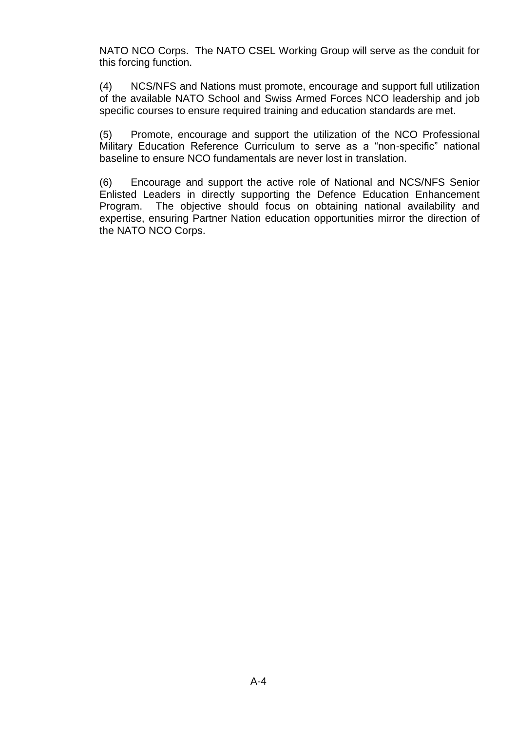NATO NCO Corps. The NATO CSEL Working Group will serve as the conduit for this forcing function.

(4) NCS/NFS and Nations must promote, encourage and support full utilization of the available NATO School and Swiss Armed Forces NCO leadership and job specific courses to ensure required training and education standards are met.

(5) Promote, encourage and support the utilization of the NCO Professional Military Education Reference Curriculum to serve as a “non-specific” national baseline to ensure NCO fundamentals are never lost in translation.

(6) Encourage and support the active role of National and NCS/NFS Senior Enlisted Leaders in directly supporting the Defence Education Enhancement Program. The objective should focus on obtaining national availability and expertise, ensuring Partner Nation education opportunities mirror the direction of the NATO NCO Corps.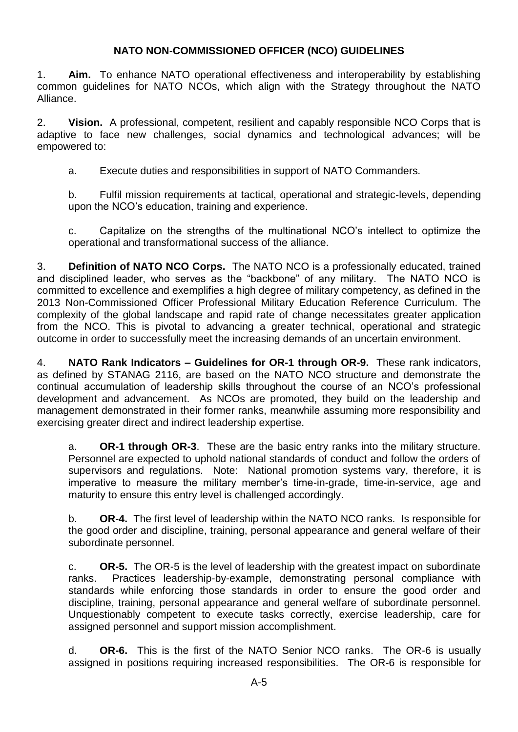## NATO NON-COMMISSIONED OFFICER (NCO) GUIDELINES

1. **Aim.** To enhance NATO operational effectiveness and interoperability by establishing common guidelines for NATO NCOs, which align with the Strategy throughout the NATO Alliance.

2. **Vision.** A professional, competent, resilient and capably responsible NCO Corps that is adaptive to face new challenges, social dynamics and technological advances; will be empowered to:

   a. Execute duties and responsibilities in support of NATO Commanders.

   b. Fulfil mission requirements at tactical, operational and strategic-levels, depending upon the NCO's education, training and experience.

   c. Capitalize on the strengths of the multinational NCO's intellect to optimize the operational and transformational success of the alliance.

3. **Definition of NATO NCO Corps.** The NATO NCO is a professionally educated, trained and disciplined leader, who serves as the "backbone" of any military. The NATO NCO is committed to excellence and exemplifies a high degree of military competency, as defined in the 2013 Non-Commissioned Officer Professional Military Education Reference Curriculum. The complexity of the global landscape and rapid rate of change necessitates greater application from the NCO. This is pivotal to advancing a greater technical, operational and strategic outcome in order to successfully meet the increasing demands of an uncertain environment.

4. **NATO Rank Indicators – Guidelines for OR-1 through OR-9.** These rank indicators, as defined by STANAG 2116, are based on the NATO NCO structure and demonstrate the continual accumulation of leadership skills throughout the course of an NCO's professional development and advancement. As NCOs are promoted, they build on the leadership and management demonstrated in their former ranks, meanwhile assuming more responsibility and exercising greater direct and indirect leadership expertise.

   a. **OR-1 through OR-3**. These are the basic entry ranks into the military structure. Personnel are expected to uphold national standards of conduct and follow the orders of supervisors and regulations. Note: National promotion systems vary, therefore, it is imperative to measure the military member's time-in-grade, time-in-service, age and maturity to ensure this entry level is challenged accordingly.

   b. **OR-4.** The first level of leadership within the NATO NCO ranks. Is responsible for the good order and discipline, training, personal appearance and general welfare of their subordinate personnel.

   c. **OR-5.** The OR-5 is the level of leadership with the greatest impact on subordinate ranks. Practices leadership-by-example, demonstrating personal compliance with standards while enforcing those standards in order to ensure the good order and discipline, training, personal appearance and general welfare of subordinate personnel. Unquestionably competent to execute tasks correctly, exercise leadership, care for assigned personnel and support mission accomplishment.

   d. **OR-6.** This is the first of the NATO Senior NCO ranks. The OR-6 is usually assigned in positions requiring increased responsibilities. The OR-6 is responsible for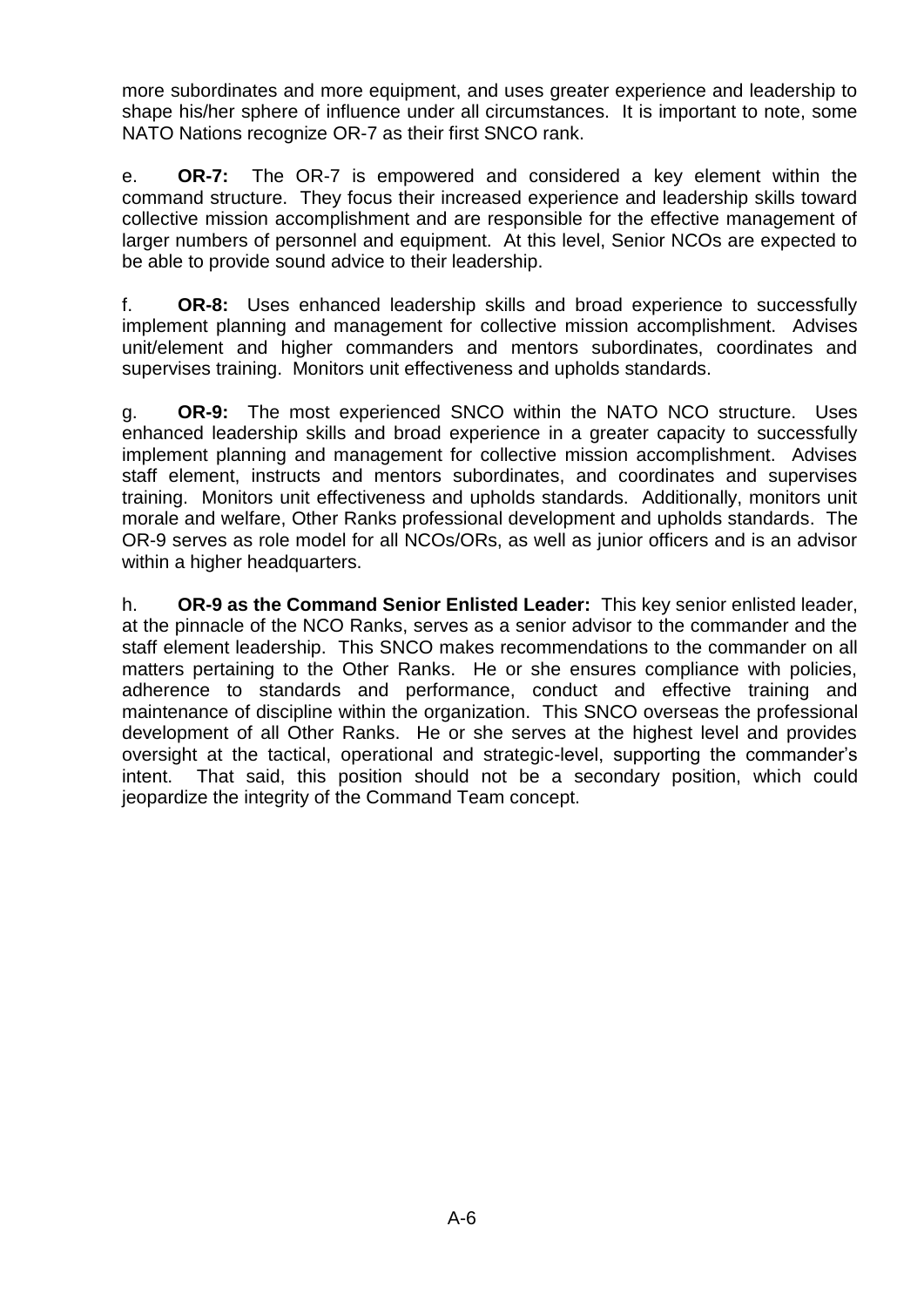more subordinates and more equipment, and uses greater experience and leadership to shape his/her sphere of influence under all circumstances. It is important to note, some NATO Nations recognize OR-7 as their first SNCO rank.

e. **OR-7:** The OR-7 is empowered and considered a key element within the command structure. They focus their increased experience and leadership skills toward collective mission accomplishment and are responsible for the effective management of larger numbers of personnel and equipment. At this level, Senior NCOs are expected to be able to provide sound advice to their leadership.

f. **OR-8:** Uses enhanced leadership skills and broad experience to successfully implement planning and management for collective mission accomplishment. Advises unit/element and higher commanders and mentors subordinates, coordinates and supervises training. Monitors unit effectiveness and upholds standards.

g. **OR-9:** The most experienced SNCO within the NATO NCO structure. Uses enhanced leadership skills and broad experience in a greater capacity to successfully implement planning and management for collective mission accomplishment. Advises staff element, instructs and mentors subordinates, and coordinates and supervises training. Monitors unit effectiveness and upholds standards. Additionally, monitors unit morale and welfare, Other Ranks professional development and upholds standards. The OR-9 serves as role model for all NCOs/ORs, as well as junior officers and is an advisor within a higher headquarters.

h. **OR-9 as the Command Senior Enlisted Leader:** This key senior enlisted leader, at the pinnacle of the NCO Ranks, serves as a senior advisor to the commander and the staff element leadership. This SNCO makes recommendations to the commander on all matters pertaining to the Other Ranks. He or she ensures compliance with policies, adherence to standards and performance, conduct and effective training and maintenance of discipline within the organization. This SNCO overseas the professional development of all Other Ranks. He or she serves at the highest level and provides oversight at the tactical, operational and strategic-level, supporting the commander's intent. That said, this position should not be a secondary position, which could jeopardize the integrity of the Command Team concept.